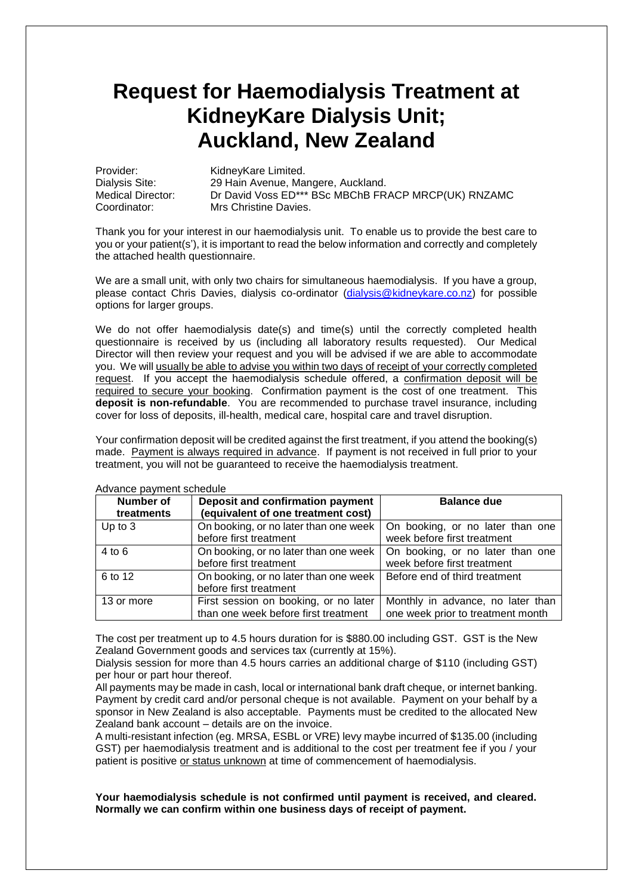# Request for Haemodialysis Treatment at KidneyKare Dialysis Unit; Auckland, New Zealand

Provider: KidneyKare Limited.
Dialysis Site: 29 Hain Avenue, Mangere, Auckland.
Medical Director: Dr David Voss ED*** BSc MBChB FRACP MRCP(UK) RNZAMC
Coordinator: Mrs Christine Davies.

Thank you for your interest in our haemodialysis unit. To enable us to provide the best care to you or your patient(s'), it is important to read the below information and correctly and completely the attached health questionnaire.

We are a small unit, with only two chairs for simultaneous haemodialysis. If you have a group, please contact Chris Davies, dialysis co-ordinator (dialysis@kidneykare.co.nz) for possible options for larger groups.

We do not offer haemodialysis date(s) and time(s) until the correctly completed health questionnaire is received by us (including all laboratory results requested). Our Medical Director will then review your request and you will be advised if we are able to accommodate you. We will usually be able to advise you within two days of receipt of your correctly completed request. If you accept the haemodialysis schedule offered, a confirmation deposit will be required to secure your booking. Confirmation payment is the cost of one treatment. This **deposit is non-refundable**. You are recommended to purchase travel insurance, including cover for loss of deposits, ill-health, medical care, hospital care and travel disruption.

Your confirmation deposit will be credited against the first treatment, if you attend the booking(s) made. Payment is always required in advance. If payment is not received in full prior to your treatment, you will not be guaranteed to receive the haemodialysis treatment.

Advance payment schedule

| Number of treatments | Deposit and confirmation payment (equivalent of one treatment cost) | Balance due |
|---|---|---|
| Up to 3 | On booking, or no later than one week before first treatment | On booking, or no later than one week before first treatment |
| 4 to 6 | On booking, or no later than one week before first treatment | On booking, or no later than one week before first treatment |
| 6 to 12 | On booking, or no later than one week before first treatment | Before end of third treatment |
| 13 or more | First session on booking, or no later than one week before first treatment | Monthly in advance, no later than one week prior to treatment month |

The cost per treatment up to 4.5 hours duration for is $880.00 including GST. GST is the New Zealand Government goods and services tax (currently at 15%).
Dialysis session for more than 4.5 hours carries an additional charge of $110 (including GST) per hour or part hour thereof.
All payments may be made in cash, local or international bank draft cheque, or internet banking. Payment by credit card and/or personal cheque is not available. Payment on your behalf by a sponsor in New Zealand is also acceptable. Payments must be credited to the allocated New Zealand bank account – details are on the invoice.
A multi-resistant infection (eg. MRSA, ESBL or VRE) levy maybe incurred of $135.00 (including GST) per haemodialysis treatment and is additional to the cost per treatment fee if you / your patient is positive or status unknown at time of commencement of haemodialysis.

**Your haemodialysis schedule is not confirmed until payment is received, and cleared. Normally we can confirm within one business days of receipt of payment.**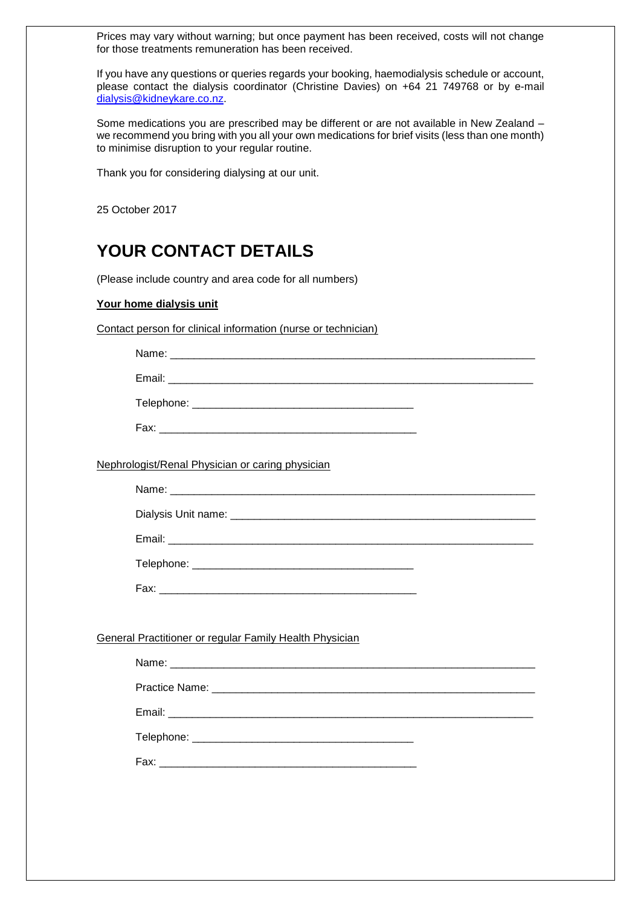Prices may vary without warning; but once payment has been received, costs will not change for those treatments remuneration has been received.

If you have any questions or queries regards your booking, haemodialysis schedule or account, please contact the dialysis coordinator (Christine Davies) on +64 21 749768 or by e-mail [dialysis@kidneykare.co.nz](mailto:dialysis@kidneykare.co.nz).

Some medications you are prescribed may be different or are not available in New Zealand – we recommend you bring with you all your own medications for brief visits (less than one month) to minimise disruption to your regular routine.

Thank you for considering dialysing at our unit.

25 October 2017

# YOUR CONTACT DETAILS

(Please include country and area code for all numbers)

**Your home dialysis unit**

Contact person for clinical information (nurse or technician)

Name: ____________________________________________________________

Email: ____________________________________________________________

Telephone: ____________________________________

Fax: ___________________________________________

Nephrologist/Renal Physician or caring physician

Name: ____________________________________________________________

Dialysis Unit name: _________________________________________________

Email: ____________________________________________________________

Telephone: ____________________________________

Fax: ___________________________________________

General Practitioner or regular Family Health Physician

Name: ____________________________________________________________

Practice Name: _____________________________________________________

Email: ____________________________________________________________

Telephone: ____________________________________

Fax: ___________________________________________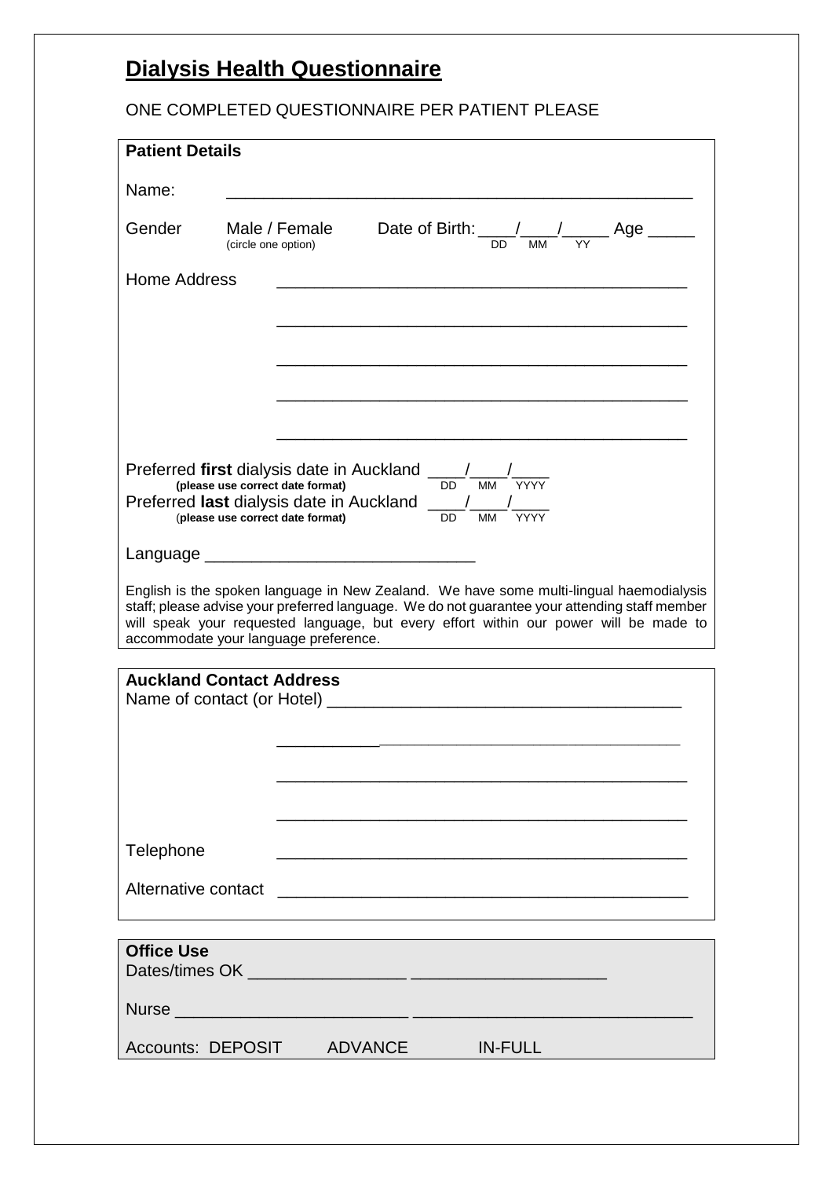# Dialysis Health Questionnaire

ONE COMPLETED QUESTIONNAIRE PER PATIENT PLEASE

**Patient Details**

Name: ______________________________________________

Gender Male / Female (circle one option) Date of Birth: ____/____/_____ (DD MM YY) Age _____

Home Address ______________________________________________

______________________________________________

______________________________________________

______________________________________________

______________________________________________

Preferred **first** dialysis date in Auckland ____/____/____ (DD MM YYYY)
**(please use correct date format)**

Preferred **last** dialysis date in Auckland ____/____/____ (DD MM YYYY)
(**please use correct date format**)

Language ____________________________

English is the spoken language in New Zealand. We have some multi-lingual haemodialysis staff; please advise your preferred language. We do not guarantee your attending staff member will speak your requested language, but every effort within our power will be made to accommodate your language preference.

**Auckland Contact Address**

Name of contact (or Hotel) ______________________________________

______________________________________________

______________________________________________

______________________________________________

Telephone ______________________________________________

Alternative contact ______________________________________________

**Office Use**

Dates/times OK ________________ ____________________

Nurse ________________________ ____________________________

Accounts: DEPOSIT ADVANCE IN-FULL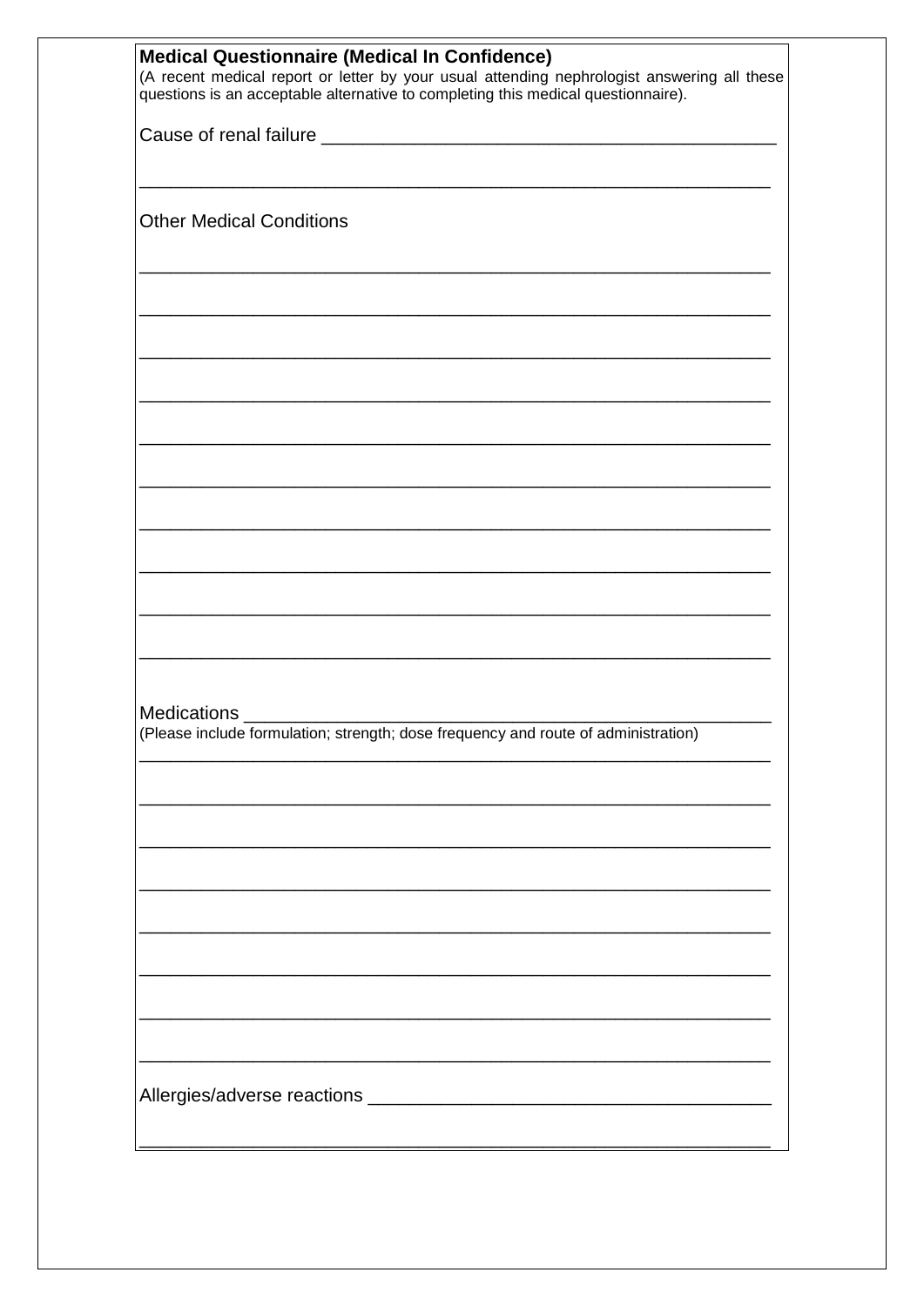**Medical Questionnaire (Medical In Confidence)**

(A recent medical report or letter by your usual attending nephrologist answering all these questions is an acceptable alternative to completing this medical questionnaire).

Cause of renal failure ___________________________________________

_______________________________________________________________

Other Medical Conditions

_______________________________________________________________

_______________________________________________________________

_______________________________________________________________

_______________________________________________________________

_______________________________________________________________

_______________________________________________________________

_______________________________________________________________

_______________________________________________________________

_______________________________________________________________

_______________________________________________________________

Medications ____________________________________________________

(Please include formulation; strength; dose frequency and route of administration)

_______________________________________________________________

_______________________________________________________________

_______________________________________________________________

_______________________________________________________________

_______________________________________________________________

_______________________________________________________________

_______________________________________________________________

_______________________________________________________________

Allergies/adverse reactions ____________________________________

_______________________________________________________________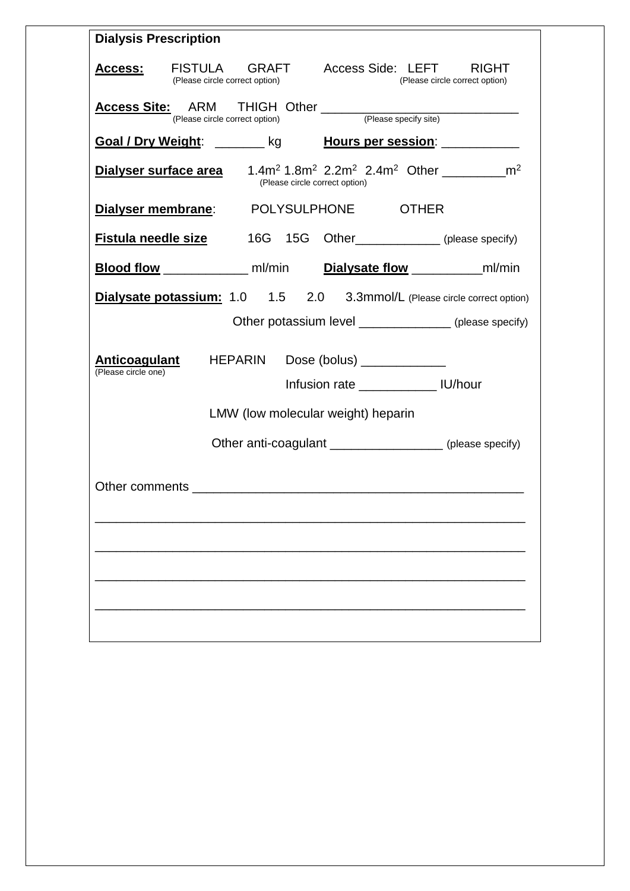**Dialysis Prescription**

**Access:** FISTULA GRAFT (Please circle correct option) Access Side: LEFT RIGHT (Please circle correct option)

**Access Site:** ARM THIGH (Please circle correct option) Other ___________________________ (Please specify site)

**Goal / Dry Weight**: _______ kg **Hours per session**: ___________

**Dialyser surface area** $1.4m^2$ $1.8m^2$ $2.2m^2$ $2.4m^2$ (Please circle correct option) Other _________$m^2$

**Dialyser membrane**: POLYSULPHONE OTHER

**Fistula needle size** 16G 15G Other____________ (please specify)

**Blood flow** ____________ ml/min **Dialysate flow** __________ml/min

**Dialysate potassium:** 1.0 1.5 2.0 3.3mmol/L (Please circle correct option)

Other potassium level _____________ (please specify)

**Anticoagulant** (Please circle one)

HEPARIN Dose (bolus) ____________

Infusion rate ___________ IU/hour

LMW (low molecular weight) heparin

Other anti-coagulant ________________ (please specify)

Other comments _______________________________________________

_____________________________________________________________

_____________________________________________________________

_____________________________________________________________

_____________________________________________________________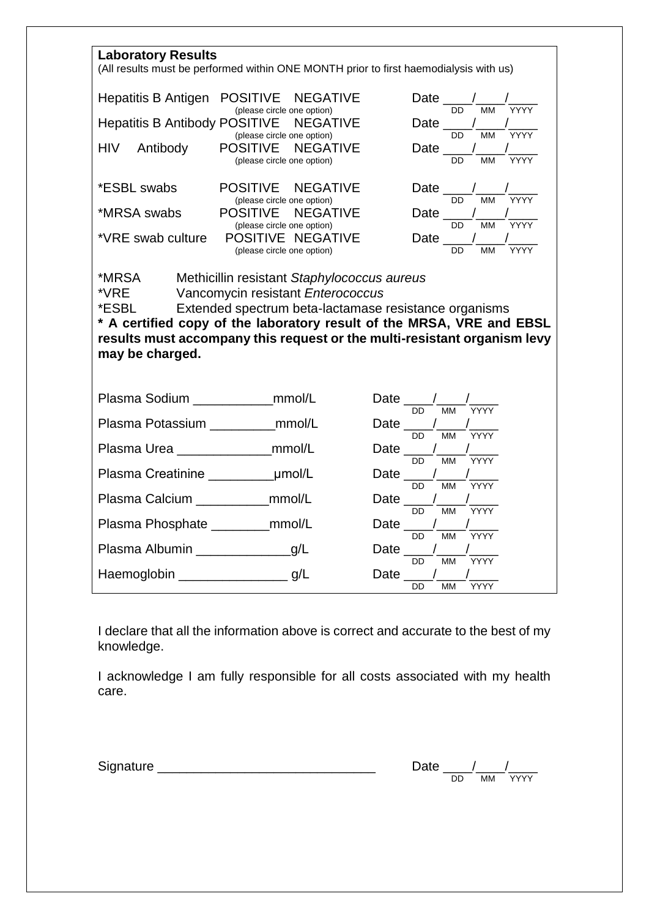**Laboratory Results**
(All results must be performed within ONE MONTH prior to first haemodialysis with us)

Hepatitis B Antigen POSITIVE NEGATIVE (please circle one option) Date ____/____/____ (DD MM YYYY)

Hepatitis B Antibody POSITIVE NEGATIVE (please circle one option) Date ____/____/____ (DD MM YYYY)

HIV Antibody POSITIVE NEGATIVE (please circle one option) Date ____/____/____ (DD MM YYYY)

*ESBL swabs POSITIVE NEGATIVE (please circle one option) Date ____/____/____ (DD MM YYYY)

*MRSA swabs POSITIVE NEGATIVE (please circle one option) Date ____/____/____ (DD MM YYYY)

*VRE swab culture POSITIVE NEGATIVE (please circle one option) Date ____/____/____ (DD MM YYYY)

*MRSA Methicillin resistant *Staphylococcus aureus*
*VRE Vancomycin resistant *Enterococcus*
*ESBL Extended spectrum beta-lactamase resistance organisms

**\* A certified copy of the laboratory result of the MRSA, VRE and EBSL results must accompany this request or the multi-resistant organism levy may be charged.**

Plasma Sodium ___________mmol/L Date ____/____/____ (DD MM YYYY)

Plasma Potassium _________mmol/L Date ____/____/____ (DD MM YYYY)

Plasma Urea _____________mmol/L Date ____/____/____ (DD MM YYYY)

Plasma Creatinine _________μmol/L Date ____/____/____ (DD MM YYYY)

Plasma Calcium __________mmol/L Date ____/____/____ (DD MM YYYY)

Plasma Phosphate ________mmol/L Date ____/____/____ (DD MM YYYY)

Plasma Albumin _____________g/L Date ____/____/____ (DD MM YYYY)

Haemoglobin _______________ g/L Date ____/____/____ (DD MM YYYY)

I declare that all the information above is correct and accurate to the best of my knowledge.

I acknowledge I am fully responsible for all costs associated with my health care.

Signature ______________________________ Date ____/____/____ (DD MM YYYY)